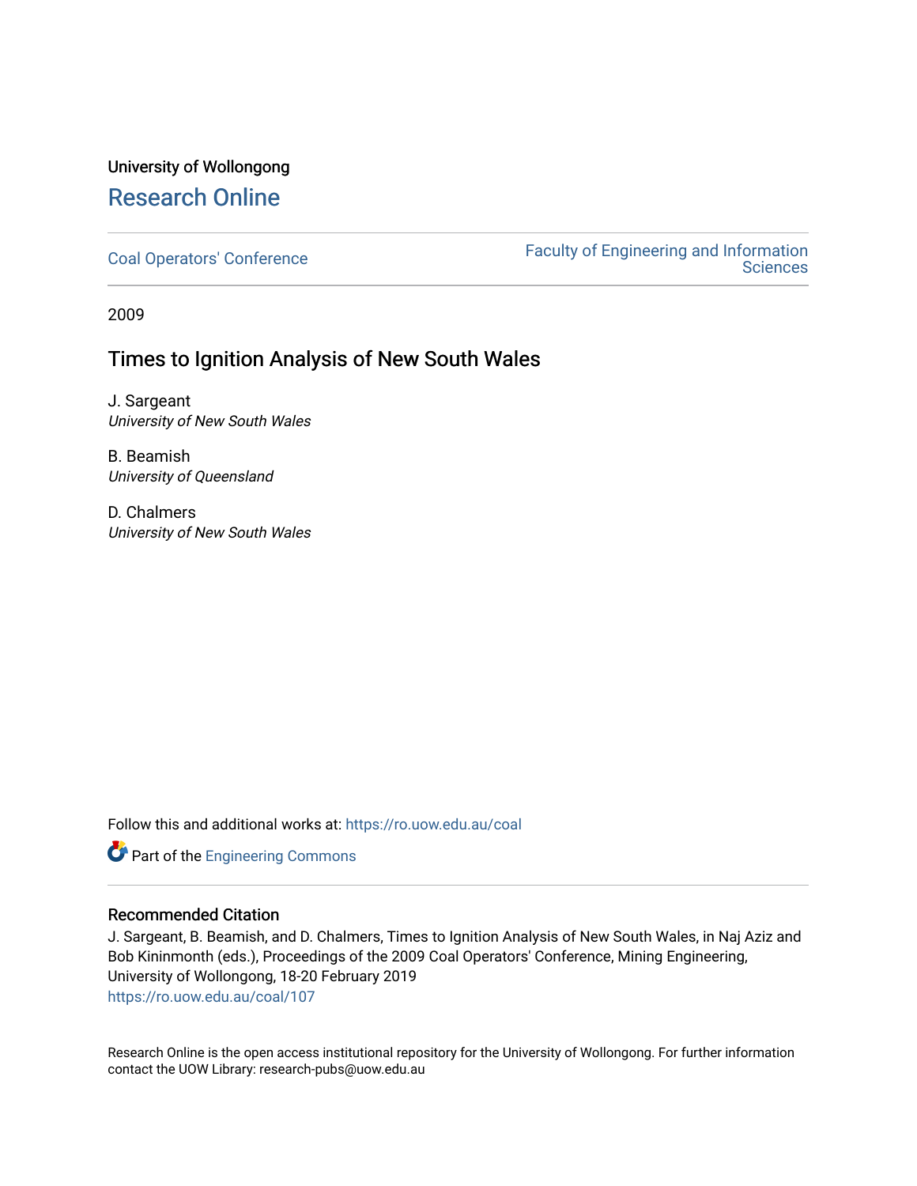University of Wollongong

# Research Online

Coal Operators' Conference | Faculty of Engineering and Information Sciences

2009

## Times to Ignition Analysis of New South Wales

J. Sargeant
*University of New South Wales*

B. Beamish
*University of Queensland*

D. Chalmers
*University of New South Wales*

Follow this and additional works at: https://ro.uow.edu.au/coal

Part of the Engineering Commons

### Recommended Citation

J. Sargeant, B. Beamish, and D. Chalmers, Times to Ignition Analysis of New South Wales, in Naj Aziz and Bob Kininmonth (eds.), Proceedings of the 2009 Coal Operators' Conference, Mining Engineering, University of Wollongong, 18-20 February 2019
https://ro.uow.edu.au/coal/107

Research Online is the open access institutional repository for the University of Wollongong. For further information contact the UOW Library: research-pubs@uow.edu.au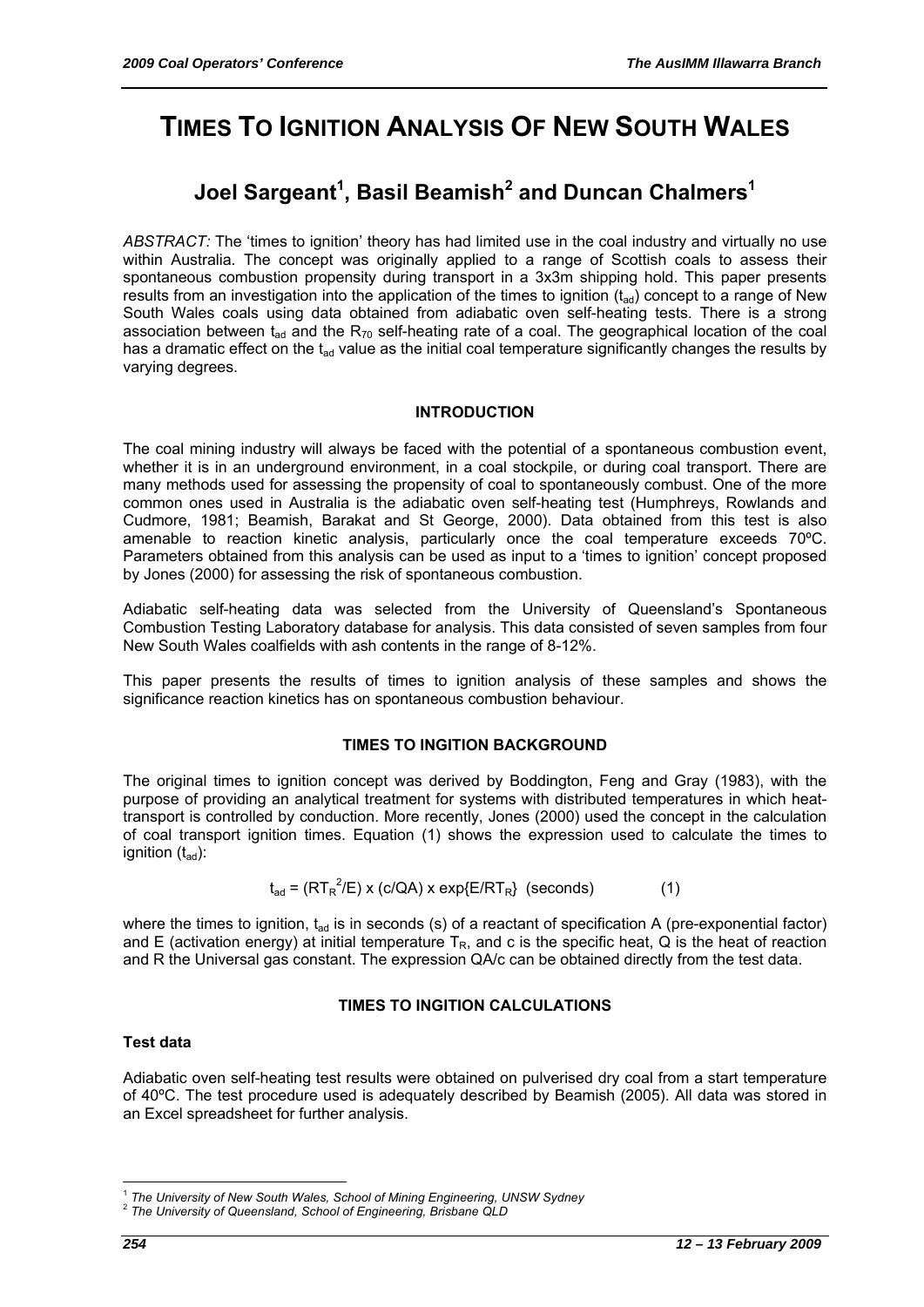// TIMES TO IGNITION ANALYSIS OF NEW SOUTH WALES

# TIMES TO IGNITION ANALYSIS OF NEW SOUTH WALES

## Joel Sargeant[1], Basil Beamish[2] and Duncan Chalmers[1]

*ABSTRACT:* The 'times to ignition' theory has had limited use in the coal industry and virtually no use within Australia. The concept was originally applied to a range of Scottish coals to assess their spontaneous combustion propensity during transport in a 3x3m shipping hold. This paper presents results from an investigation into the application of the times to ignition ($t_{ad}$) concept to a range of New South Wales coals using data obtained from adiabatic oven self-heating tests. There is a strong association between $t_{ad}$ and the $R_{70}$ self-heating rate of a coal. The geographical location of the coal has a dramatic effect on the $t_{ad}$ value as the initial coal temperature significantly changes the results by varying degrees.

### INTRODUCTION

The coal mining industry will always be faced with the potential of a spontaneous combustion event, whether it is in an underground environment, in a coal stockpile, or during coal transport. There are many methods used for assessing the propensity of coal to spontaneously combust. One of the more common ones used in Australia is the adiabatic oven self-heating test (Humphreys, Rowlands and Cudmore, 1981; Beamish, Barakat and St George, 2000). Data obtained from this test is also amenable to reaction kinetic analysis, particularly once the coal temperature exceeds 70ºC. Parameters obtained from this analysis can be used as input to a 'times to ignition' concept proposed by Jones (2000) for assessing the risk of spontaneous combustion.

Adiabatic self-heating data was selected from the University of Queensland's Spontaneous Combustion Testing Laboratory database for analysis. This data consisted of seven samples from four New South Wales coalfields with ash contents in the range of 8-12%.

This paper presents the results of times to ignition analysis of these samples and shows the significance reaction kinetics has on spontaneous combustion behaviour.

### TIMES TO INGITION BACKGROUND

The original times to ignition concept was derived by Boddington, Feng and Gray (1983), with the purpose of providing an analytical treatment for systems with distributed temperatures in which heat-transport is controlled by conduction. More recently, Jones (2000) used the concept in the calculation of coal transport ignition times. Equation (1) shows the expression used to calculate the times to ignition ($t_{ad}$):

$$t_{ad} = (RT_R^2/E) \times (c/QA) \times \exp\{E/RT_R\} \text{ (seconds)} \qquad (1)$$

where the times to ignition, $t_{ad}$ is in seconds (s) of a reactant of specification A (pre-exponential factor) and E (activation energy) at initial temperature $T_R$, and c is the specific heat, Q is the heat of reaction and R the Universal gas constant. The expression QA/c can be obtained directly from the test data.

### TIMES TO INGITION CALCULATIONS

#### Test data

Adiabatic oven self-heating test results were obtained on pulverised dry coal from a start temperature of 40ºC. The test procedure used is adequately described by Beamish (2005). All data was stored in an Excel spreadsheet for further analysis.

[1] *The University of New South Wales, School of Mining Engineering, UNSW Sydney*
[2] *The University of Queensland, School of Engineering, Brisbane QLD*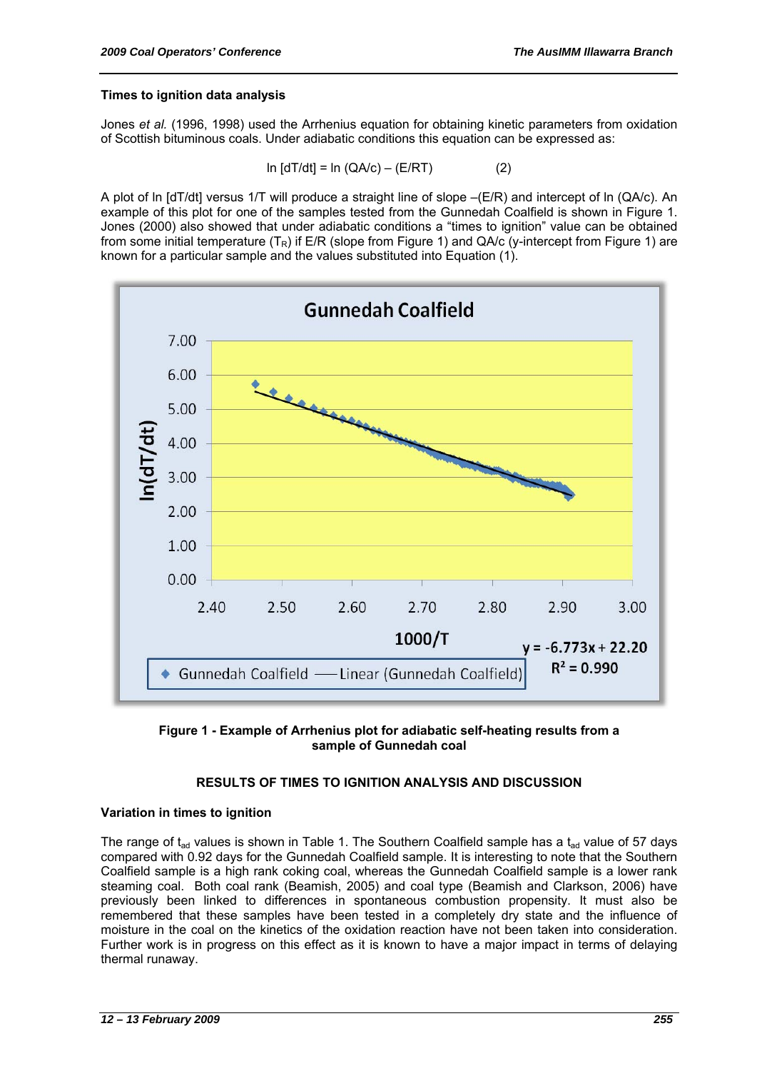### Times to ignition data analysis

Jones *et al.* (1996, 1998) used the Arrhenius equation for obtaining kinetic parameters from oxidation of Scottish bituminous coals. Under adiabatic conditions this equation can be expressed as:

$$\ln [dT/dt] = \ln (QA/c) - (E/RT) \qquad (2)$$

A plot of ln [dT/dt] versus 1/T will produce a straight line of slope –(E/R) and intercept of ln (QA/c). An example of this plot for one of the samples tested from the Gunnedah Coalfield is shown in Figure 1. Jones (2000) also showed that under adiabatic conditions a "times to ignition" value can be obtained from some initial temperature ($T_R$) if E/R (slope from Figure 1) and QA/c (y-intercept from Figure 1) are known for a particular sample and the values substituted into Equation (1).

**Figure 1 - Example of Arrhenius plot for adiabatic self-heating results from a sample of Gunnedah coal**

## RESULTS OF TIMES TO IGNITION ANALYSIS AND DISCUSSION

### Variation in times to ignition

The range of $t_{ad}$ values is shown in Table 1. The Southern Coalfield sample has a $t_{ad}$ value of 57 days compared with 0.92 days for the Gunnedah Coalfield sample. It is interesting to note that the Southern Coalfield sample is a high rank coking coal, whereas the Gunnedah Coalfield sample is a lower rank steaming coal. Both coal rank (Beamish, 2005) and coal type (Beamish and Clarkson, 2006) have previously been linked to differences in spontaneous combustion propensity. It must also be remembered that these samples have been tested in a completely dry state and the influence of moisture in the coal on the kinetics of the oxidation reaction have not been taken into consideration. Further work is in progress on this effect as it is known to have a major impact in terms of delaying thermal runaway.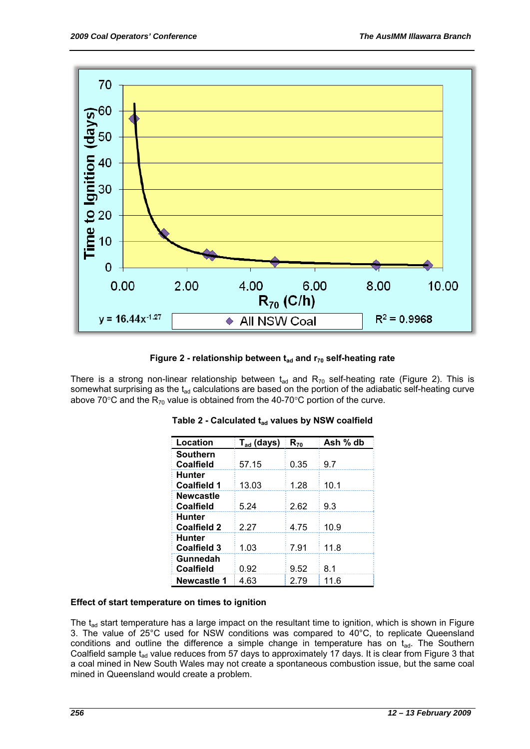**Figure 2 - relationship between $t_{ad}$ and $r_{70}$ self-heating rate**

There is a strong non-linear relationship between $t_{ad}$ and $R_{70}$ self-heating rate (Figure 2). This is somewhat surprising as the $t_{ad}$ calculations are based on the portion of the adiabatic self-heating curve above 70°C and the $R_{70}$ value is obtained from the 40-70°C portion of the curve.

**Table 2 - Calculated $t_{ad}$ values by NSW coalfield**

| Location | $T_{ad}$ (days) | $R_{70}$ | Ash % db |
|---|---|---|---|
| **Southern Coalfield** | 57.15 | 0.35 | 9.7 |
| **Hunter Coalfield 1** | 13.03 | 1.28 | 10.1 |
| **Newcastle Coalfield** | 5.24 | 2.62 | 9.3 |
| **Hunter Coalfield 2** | 2.27 | 4.75 | 10.9 |
| **Hunter Coalfield 3** | 1.03 | 7.91 | 11.8 |
| **Gunnedah Coalfield** | 0.92 | 9.52 | 8.1 |
| **Newcastle 1** | 4.63 | 2.79 | 11.6 |

**Effect of start temperature on times to ignition**

The $t_{ad}$ start temperature has a large impact on the resultant time to ignition, which is shown in Figure 3. The value of 25°C used for NSW conditions was compared to 40°C, to replicate Queensland conditions and outline the difference a simple change in temperature has on $t_{ad}$. The Southern Coalfield sample $t_{ad}$ value reduces from 57 days to approximately 17 days. It is clear from Figure 3 that a coal mined in New South Wales may not create a spontaneous combustion issue, but the same coal mined in Queensland would create a problem.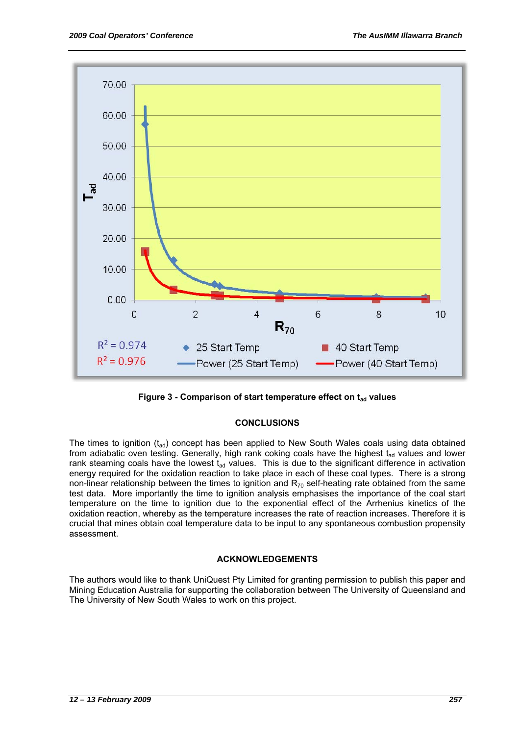Figure 3 - Comparison of start temperature effect on $t_{ad}$ values

## CONCLUSIONS

The times to ignition ($t_{ad}$) concept has been applied to New South Wales coals using data obtained from adiabatic oven testing. Generally, high rank coking coals have the highest $t_{ad}$ values and lower rank steaming coals have the lowest $t_{ad}$ values. This is due to the significant difference in activation energy required for the oxidation reaction to take place in each of these coal types. There is a strong non-linear relationship between the times to ignition and $R_{70}$ self-heating rate obtained from the same test data. More importantly the time to ignition analysis emphasises the importance of the coal start temperature on the time to ignition due to the exponential effect of the Arrhenius kinetics of the oxidation reaction, whereby as the temperature increases the rate of reaction increases. Therefore it is crucial that mines obtain coal temperature data to be input to any spontaneous combustion propensity assessment.

## ACKNOWLEDGEMENTS

The authors would like to thank UniQuest Pty Limited for granting permission to publish this paper and Mining Education Australia for supporting the collaboration between The University of Queensland and The University of New South Wales to work on this project.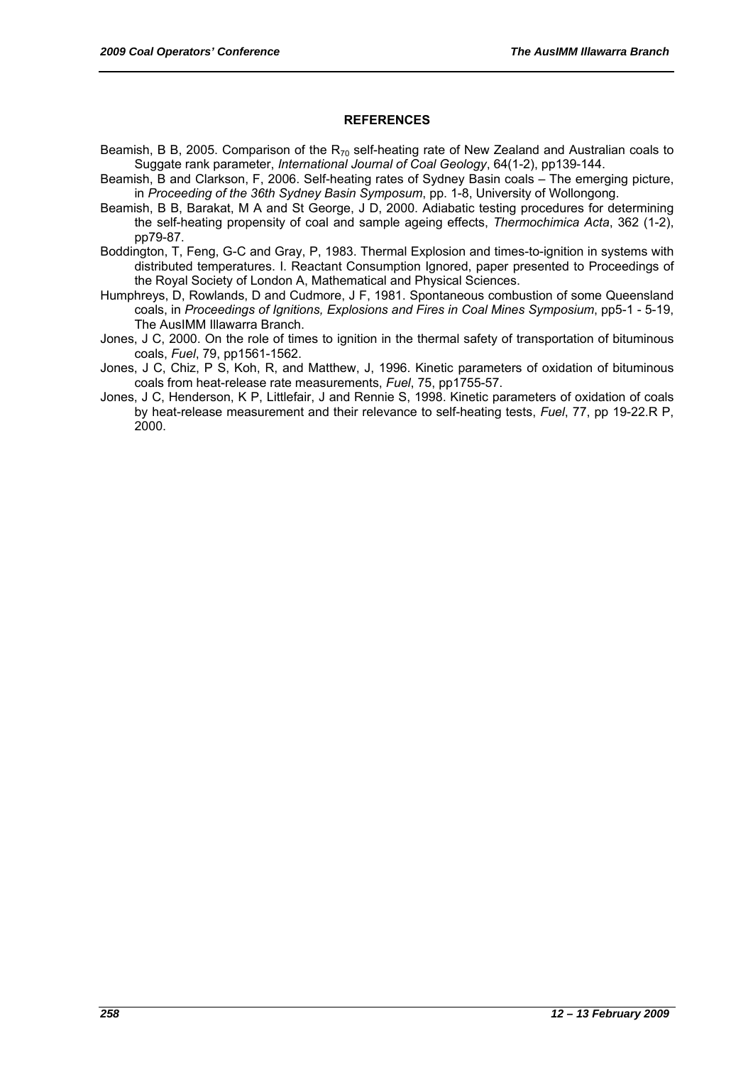## REFERENCES

Beamish, B B, 2005. Comparison of the $R_{70}$ self-heating rate of New Zealand and Australian coals to Suggate rank parameter, *International Journal of Coal Geology*, 64(1-2), pp139-144.

Beamish, B and Clarkson, F, 2006. Self-heating rates of Sydney Basin coals – The emerging picture, in *Proceeding of the 36th Sydney Basin Symposum*, pp. 1-8, University of Wollongong.

Beamish, B B, Barakat, M A and St George, J D, 2000. Adiabatic testing procedures for determining the self-heating propensity of coal and sample ageing effects, *Thermochimica Acta*, 362 (1-2), pp79-87.

Boddington, T, Feng, G-C and Gray, P, 1983. Thermal Explosion and times-to-ignition in systems with distributed temperatures. I. Reactant Consumption Ignored, paper presented to Proceedings of the Royal Society of London A, Mathematical and Physical Sciences.

Humphreys, D, Rowlands, D and Cudmore, J F, 1981. Spontaneous combustion of some Queensland coals, in *Proceedings of Ignitions, Explosions and Fires in Coal Mines Symposium*, pp5-1 - 5-19, The AusIMM Illawarra Branch.

Jones, J C, 2000. On the role of times to ignition in the thermal safety of transportation of bituminous coals, *Fuel*, 79, pp1561-1562.

Jones, J C, Chiz, P S, Koh, R, and Matthew, J, 1996. Kinetic parameters of oxidation of bituminous coals from heat-release rate measurements, *Fuel*, 75, pp1755-57.

Jones, J C, Henderson, K P, Littlefair, J and Rennie S, 1998. Kinetic parameters of oxidation of coals by heat-release measurement and their relevance to self-heating tests, *Fuel*, 77, pp 19-22.R P, 2000.